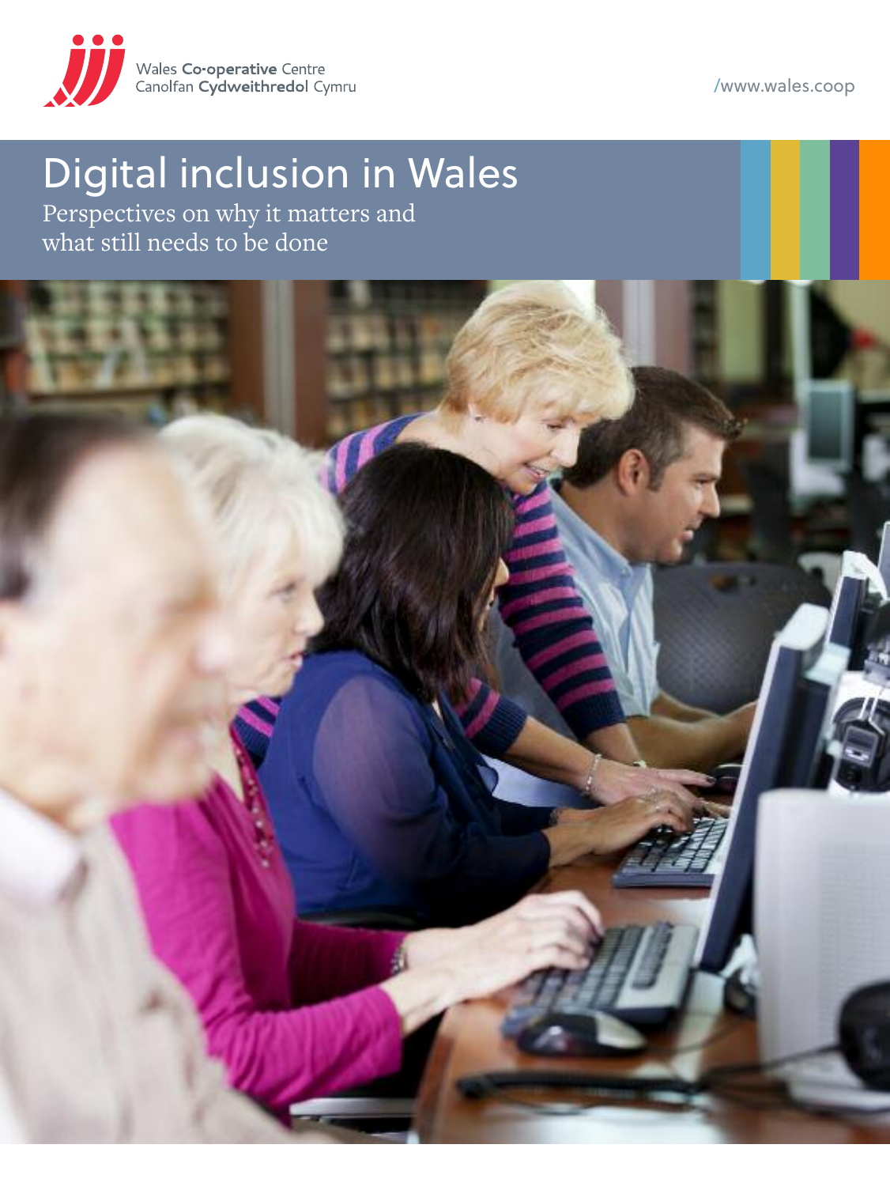Wales **Co-operative** Centre
Canolfan **Cydweithredol** Cymru

/www.wales.coop

# Digital inclusion in Wales

Perspectives on why it matters and what still needs to be done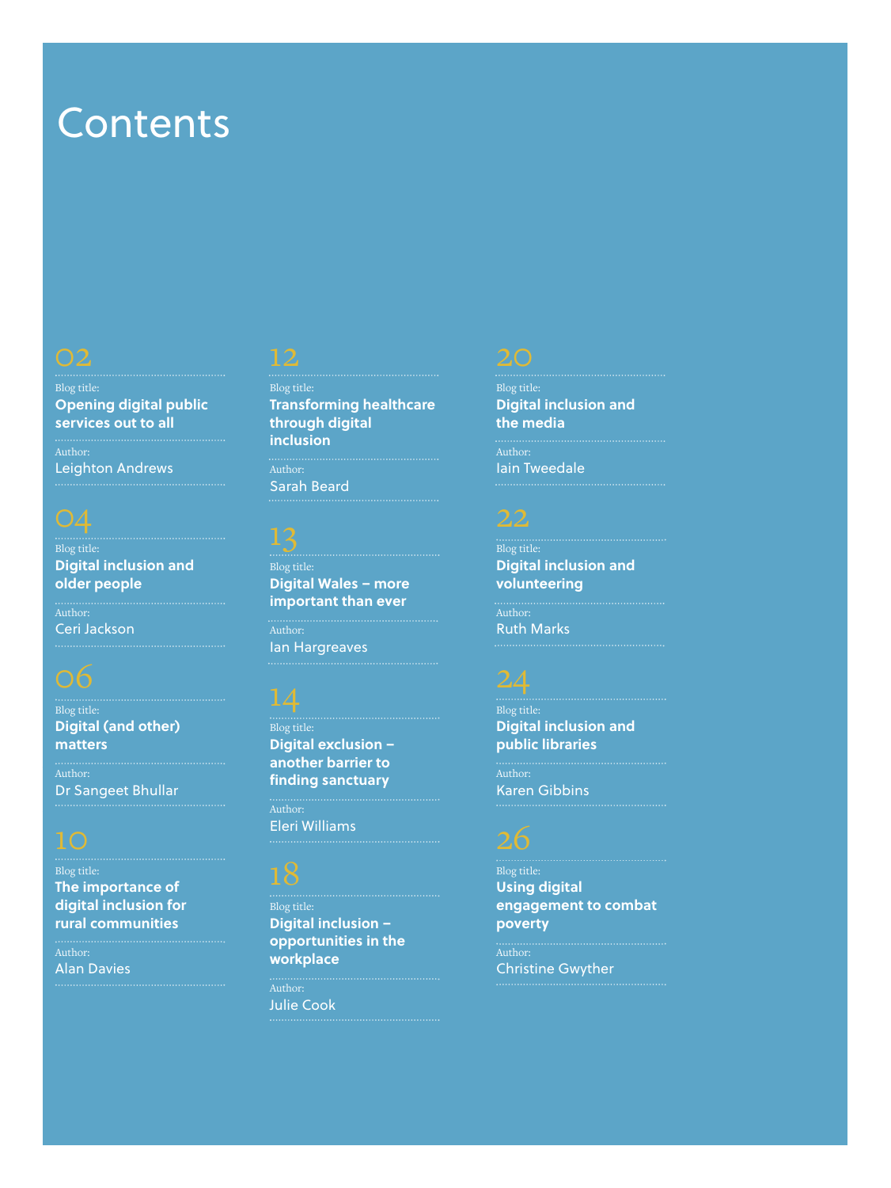# Contents

**02**
Blog title:
**Opening digital public services out to all**
Author:
Leighton Andrews

**04**
Blog title:
**Digital inclusion and older people**
Author:
Ceri Jackson

**06**
Blog title:
**Digital (and other) matters**
Author:
Dr Sangeet Bhullar

**10**
Blog title:
**The importance of digital inclusion for rural communities**
Author:
Alan Davies

**12**
Blog title:
**Transforming healthcare through digital inclusion**
Author:
Sarah Beard

**13**
Blog title:
**Digital Wales – more important than ever**
Author:
Ian Hargreaves

**14**
Blog title:
**Digital exclusion – another barrier to finding sanctuary**
Author:
Eleri Williams

**18**
Blog title:
**Digital inclusion – opportunities in the workplace**
Author:
Julie Cook

**20**
Blog title:
**Digital inclusion and the media**
Author:
Iain Tweedale

**22**
Blog title:
**Digital inclusion and volunteering**
Author:
Ruth Marks

**24**
Blog title:
**Digital inclusion and public libraries**
Author:
Karen Gibbins

**26**
Blog title:
**Using digital engagement to combat poverty**
Author:
Christine Gwyther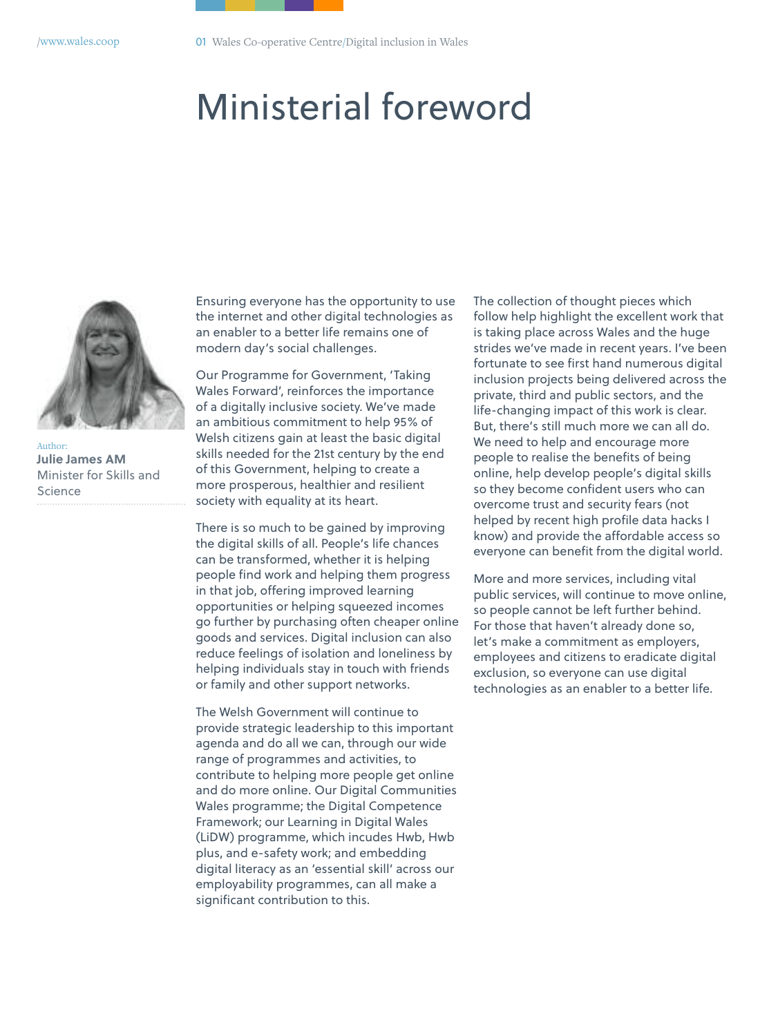# Ministerial foreword

Author:
**Julie James AM**
Minister for Skills and Science

Ensuring everyone has the opportunity to use the internet and other digital technologies as an enabler to a better life remains one of modern day's social challenges.

Our Programme for Government, 'Taking Wales Forward', reinforces the importance of a digitally inclusive society. We've made an ambitious commitment to help 95% of Welsh citizens gain at least the basic digital skills needed for the 21st century by the end of this Government, helping to create a more prosperous, healthier and resilient society with equality at its heart.

There is so much to be gained by improving the digital skills of all. People's life chances can be transformed, whether it is helping people find work and helping them progress in that job, offering improved learning opportunities or helping squeezed incomes go further by purchasing often cheaper online goods and services. Digital inclusion can also reduce feelings of isolation and loneliness by helping individuals stay in touch with friends or family and other support networks.

The Welsh Government will continue to provide strategic leadership to this important agenda and do all we can, through our wide range of programmes and activities, to contribute to helping more people get online and do more online. Our Digital Communities Wales programme; the Digital Competence Framework; our Learning in Digital Wales (LiDW) programme, which incudes Hwb, Hwb plus, and e-safety work; and embedding digital literacy as an 'essential skill' across our employability programmes, can all make a significant contribution to this.

The collection of thought pieces which follow help highlight the excellent work that is taking place across Wales and the huge strides we've made in recent years. I've been fortunate to see first hand numerous digital inclusion projects being delivered across the private, third and public sectors, and the life-changing impact of this work is clear. But, there's still much more we can all do. We need to help and encourage more people to realise the benefits of being online, help develop people's digital skills so they become confident users who can overcome trust and security fears (not helped by recent high profile data hacks I know) and provide the affordable access so everyone can benefit from the digital world.

More and more services, including vital public services, will continue to move online, so people cannot be left further behind. For those that haven't already done so, let's make a commitment as employers, employees and citizens to eradicate digital exclusion, so everyone can use digital technologies as an enabler to a better life.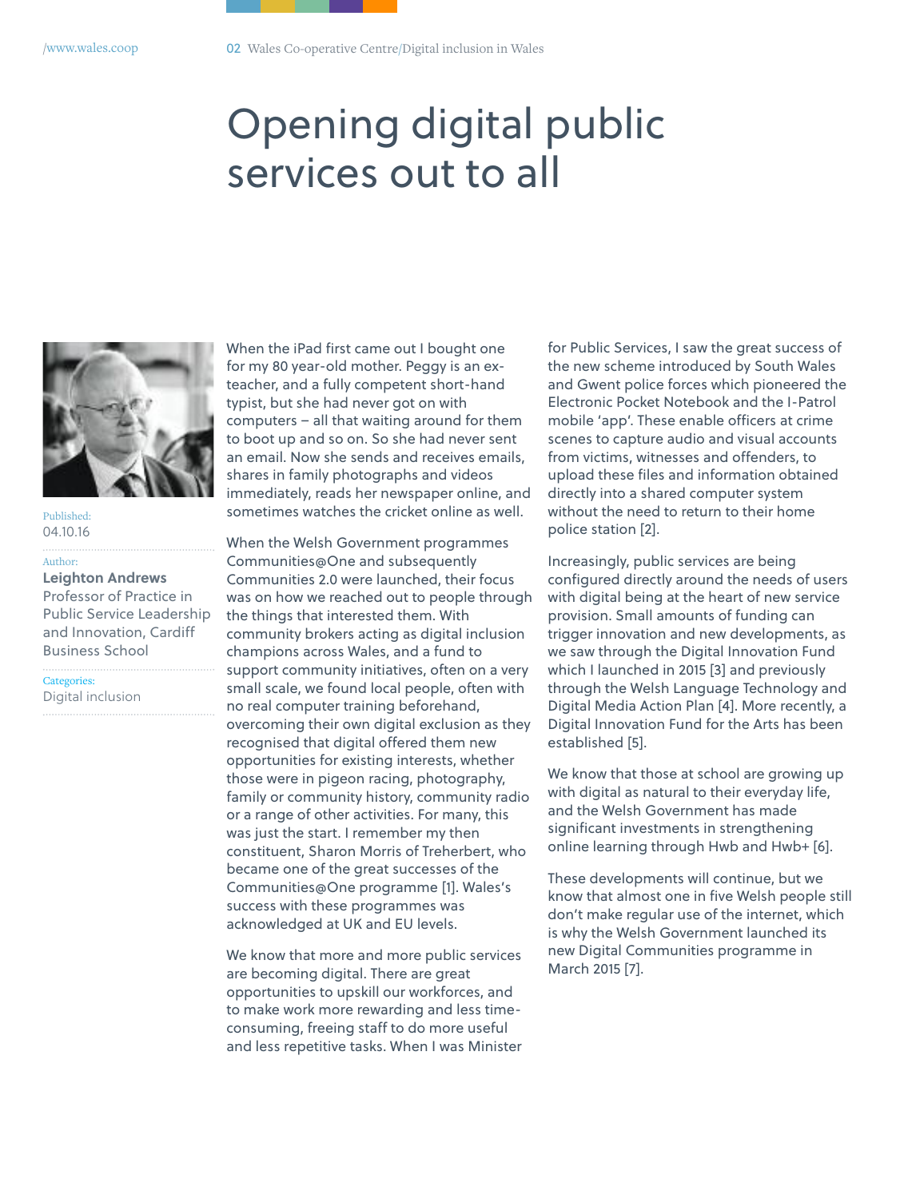# Opening digital public services out to all

Published:
04.10.16

Author:
**Leighton Andrews**
Professor of Practice in Public Service Leadership and Innovation, Cardiff Business School

Categories:
Digital inclusion

When the iPad first came out I bought one for my 80 year-old mother. Peggy is an ex-teacher, and a fully competent short-hand typist, but she had never got on with computers – all that waiting around for them to boot up and so on. So she had never sent an email. Now she sends and receives emails, shares in family photographs and videos immediately, reads her newspaper online, and sometimes watches the cricket online as well.

When the Welsh Government programmes Communities@One and subsequently Communities 2.0 were launched, their focus was on how we reached out to people through the things that interested them. With community brokers acting as digital inclusion champions across Wales, and a fund to support community initiatives, often on a very small scale, we found local people, often with no real computer training beforehand, overcoming their own digital exclusion as they recognised that digital offered them new opportunities for existing interests, whether those were in pigeon racing, photography, family or community history, community radio or a range of other activities. For many, this was just the start. I remember my then constituent, Sharon Morris of Treherbert, who became one of the great successes of the Communities@One programme [1]. Wales's success with these programmes was acknowledged at UK and EU levels.

We know that more and more public services are becoming digital. There are great opportunities to upskill our workforces, and to make work more rewarding and less time-consuming, freeing staff to do more useful and less repetitive tasks. When I was Minister for Public Services, I saw the great success of the new scheme introduced by South Wales and Gwent police forces which pioneered the Electronic Pocket Notebook and the I-Patrol mobile 'app'. These enable officers at crime scenes to capture audio and visual accounts from victims, witnesses and offenders, to upload these files and information obtained directly into a shared computer system without the need to return to their home police station [2].

Increasingly, public services are being configured directly around the needs of users with digital being at the heart of new service provision. Small amounts of funding can trigger innovation and new developments, as we saw through the Digital Innovation Fund which I launched in 2015 [3] and previously through the Welsh Language Technology and Digital Media Action Plan [4]. More recently, a Digital Innovation Fund for the Arts has been established [5].

We know that those at school are growing up with digital as natural to their everyday life, and the Welsh Government has made significant investments in strengthening online learning through Hwb and Hwb+ [6].

These developments will continue, but we know that almost one in five Welsh people still don't make regular use of the internet, which is why the Welsh Government launched its new Digital Communities programme in March 2015 [7].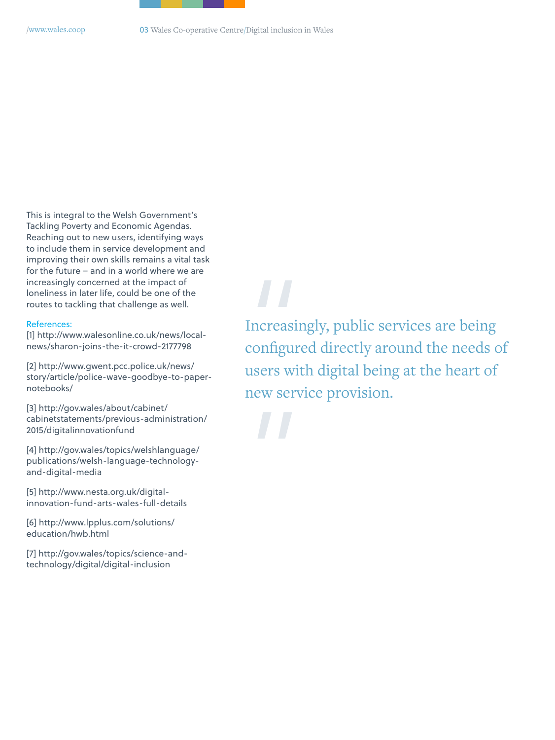This is integral to the Welsh Government's Tackling Poverty and Economic Agendas. Reaching out to new users, identifying ways to include them in service development and improving their own skills remains a vital task for the future – and in a world where we are increasingly concerned at the impact of loneliness in later life, could be one of the routes to tackling that challenge as well.

> "Increasingly, public services are being configured directly around the needs of users with digital being at the heart of new service provision."

References:

[1] http://www.walesonline.co.uk/news/local-news/sharon-joins-the-it-crowd-2177798

[2] http://www.gwent.pcc.police.uk/news/story/article/police-wave-goodbye-to-paper-notebooks/

[3] http://gov.wales/about/cabinet/cabinetstatements/previous-administration/2015/digitalinnovationfund

[4] http://gov.wales/topics/welshlanguage/publications/welsh-language-technology-and-digital-media

[5] http://www.nesta.org.uk/digital-innovation-fund-arts-wales-full-details

[6] http://www.lpplus.com/solutions/education/hwb.html

[7] http://gov.wales/topics/science-and-technology/digital/digital-inclusion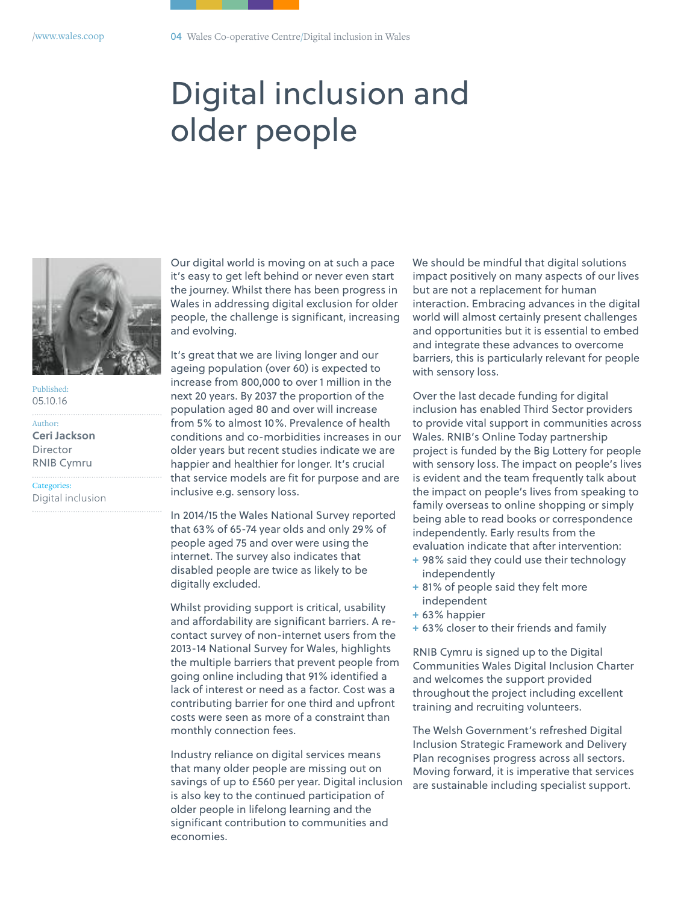# Digital inclusion and older people

Published:
05.10.16

Author:
**Ceri Jackson**
Director
RNIB Cymru

Categories:
Digital inclusion

Our digital world is moving on at such a pace it's easy to get left behind or never even start the journey. Whilst there has been progress in Wales in addressing digital exclusion for older people, the challenge is significant, increasing and evolving.

It's great that we are living longer and our ageing population (over 60) is expected to increase from 800,000 to over 1 million in the next 20 years. By 2037 the proportion of the population aged 80 and over will increase from 5% to almost 10%. Prevalence of health conditions and co-morbidities increases in our older years but recent studies indicate we are happier and healthier for longer. It's crucial that service models are fit for purpose and are inclusive e.g. sensory loss.

In 2014/15 the Wales National Survey reported that 63% of 65-74 year olds and only 29% of people aged 75 and over were using the internet. The survey also indicates that disabled people are twice as likely to be digitally excluded.

Whilst providing support is critical, usability and affordability are significant barriers. A re-contact survey of non-internet users from the 2013-14 National Survey for Wales, highlights the multiple barriers that prevent people from going online including that 91% identified a lack of interest or need as a factor. Cost was a contributing barrier for one third and upfront costs were seen as more of a constraint than monthly connection fees.

Industry reliance on digital services means that many older people are missing out on savings of up to £560 per year. Digital inclusion is also key to the continued participation of older people in lifelong learning and the significant contribution to communities and economies.

We should be mindful that digital solutions impact positively on many aspects of our lives but are not a replacement for human interaction. Embracing advances in the digital world will almost certainly present challenges and opportunities but it is essential to embed and integrate these advances to overcome barriers, this is particularly relevant for people with sensory loss.

Over the last decade funding for digital inclusion has enabled Third Sector providers to provide vital support in communities across Wales. RNIB's Online Today partnership project is funded by the Big Lottery for people with sensory loss. The impact on people's lives is evident and the team frequently talk about the impact on people's lives from speaking to family overseas to online shopping or simply being able to read books or correspondence independently. Early results from the evaluation indicate that after intervention:

+ 98% said they could use their technology independently
+ 81% of people said they felt more independent
+ 63% happier
+ 63% closer to their friends and family

RNIB Cymru is signed up to the Digital Communities Wales Digital Inclusion Charter and welcomes the support provided throughout the project including excellent training and recruiting volunteers.

The Welsh Government's refreshed Digital Inclusion Strategic Framework and Delivery Plan recognises progress across all sectors. Moving forward, it is imperative that services are sustainable including specialist support.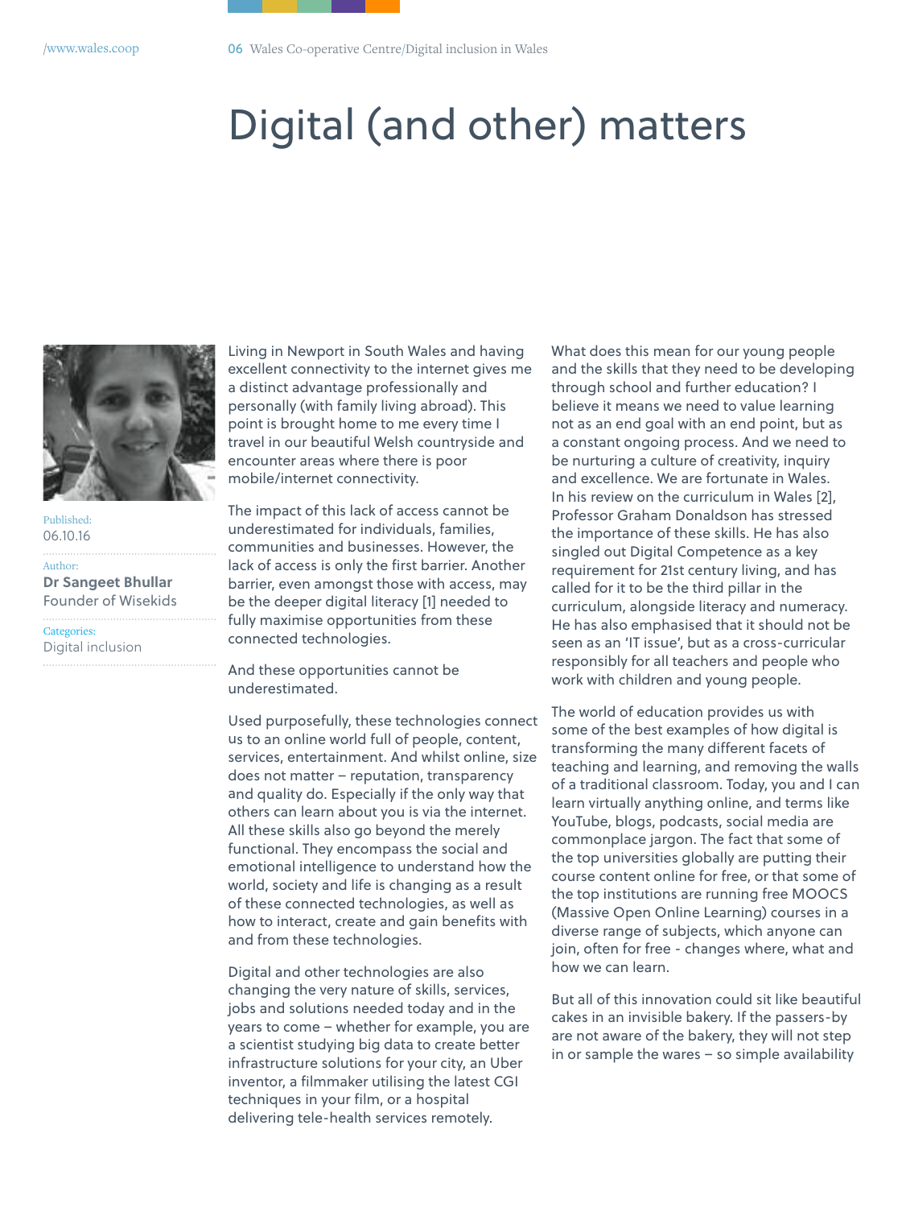# Digital (and other) matters

Published:
06.10.16

Author:
**Dr Sangeet Bhullar**
Founder of Wisekids

Categories:
Digital inclusion

Living in Newport in South Wales and having excellent connectivity to the internet gives me a distinct advantage professionally and personally (with family living abroad). This point is brought home to me every time I travel in our beautiful Welsh countryside and encounter areas where there is poor mobile/internet connectivity.

The impact of this lack of access cannot be underestimated for individuals, families, communities and businesses. However, the lack of access is only the first barrier. Another barrier, even amongst those with access, may be the deeper digital literacy [1] needed to fully maximise opportunities from these connected technologies.

And these opportunities cannot be underestimated.

Used purposefully, these technologies connect us to an online world full of people, content, services, entertainment. And whilst online, size does not matter – reputation, transparency and quality do. Especially if the only way that others can learn about you is via the internet. All these skills also go beyond the merely functional. They encompass the social and emotional intelligence to understand how the world, society and life is changing as a result of these connected technologies, as well as how to interact, create and gain benefits with and from these technologies.

Digital and other technologies are also changing the very nature of skills, services, jobs and solutions needed today and in the years to come – whether for example, you are a scientist studying big data to create better infrastructure solutions for your city, an Uber inventor, a filmmaker utilising the latest CGI techniques in your film, or a hospital delivering tele-health services remotely.

What does this mean for our young people and the skills that they need to be developing through school and further education? I believe it means we need to value learning not as an end goal with an end point, but as a constant ongoing process. And we need to be nurturing a culture of creativity, inquiry and excellence. We are fortunate in Wales. In his review on the curriculum in Wales [2], Professor Graham Donaldson has stressed the importance of these skills. He has also singled out Digital Competence as a key requirement for 21st century living, and has called for it to be the third pillar in the curriculum, alongside literacy and numeracy. He has also emphasised that it should not be seen as an 'IT issue', but as a cross-curricular responsibly for all teachers and people who work with children and young people.

The world of education provides us with some of the best examples of how digital is transforming the many different facets of teaching and learning, and removing the walls of a traditional classroom. Today, you and I can learn virtually anything online, and terms like YouTube, blogs, podcasts, social media are commonplace jargon. The fact that some of the top universities globally are putting their course content online for free, or that some of the top institutions are running free MOOCS (Massive Open Online Learning) courses in a diverse range of subjects, which anyone can join, often for free - changes where, what and how we can learn.

But all of this innovation could sit like beautiful cakes in an invisible bakery. If the passers-by are not aware of the bakery, they will not step in or sample the wares – so simple availability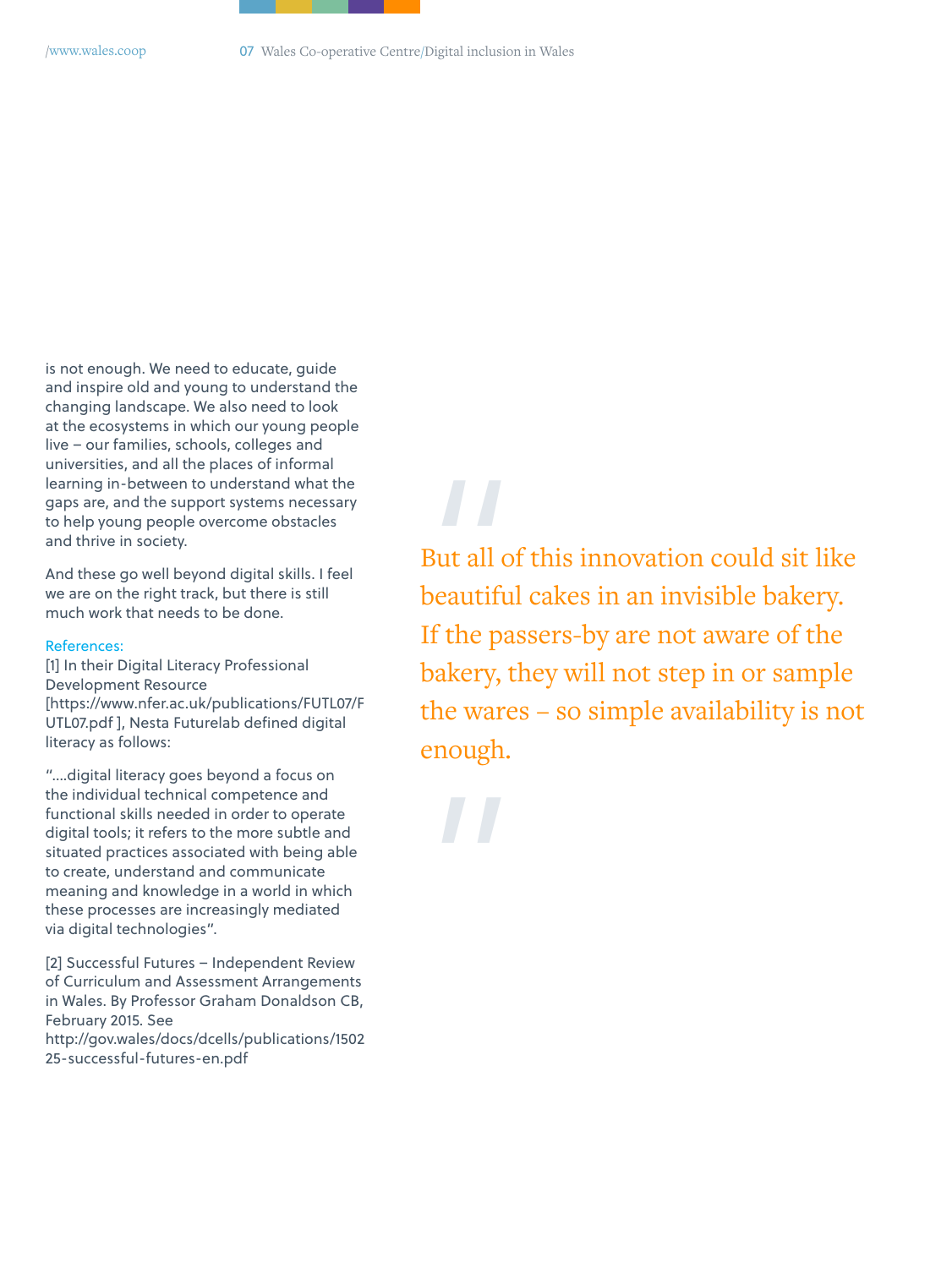is not enough. We need to educate, guide and inspire old and young to understand the changing landscape. We also need to look at the ecosystems in which our young people live – our families, schools, colleges and universities, and all the places of informal learning in-between to understand what the gaps are, and the support systems necessary to help young people overcome obstacles and thrive in society.

And these go well beyond digital skills. I feel we are on the right track, but there is still much work that needs to be done.

> But all of this innovation could sit like beautiful cakes in an invisible bakery. If the passers-by are not aware of the bakery, they will not step in or sample the wares – so simple availability is not enough.

**References:**

[1] In their Digital Literacy Professional Development Resource [https://www.nfer.ac.uk/publications/FUTL07/FUTL07.pdf ], Nesta Futurelab defined digital literacy as follows:

"....digital literacy goes beyond a focus on the individual technical competence and functional skills needed in order to operate digital tools; it refers to the more subtle and situated practices associated with being able to create, understand and communicate meaning and knowledge in a world in which these processes are increasingly mediated via digital technologies".

[2] Successful Futures – Independent Review of Curriculum and Assessment Arrangements in Wales. By Professor Graham Donaldson CB, February 2015. See http://gov.wales/docs/dcells/publications/150225-successful-futures-en.pdf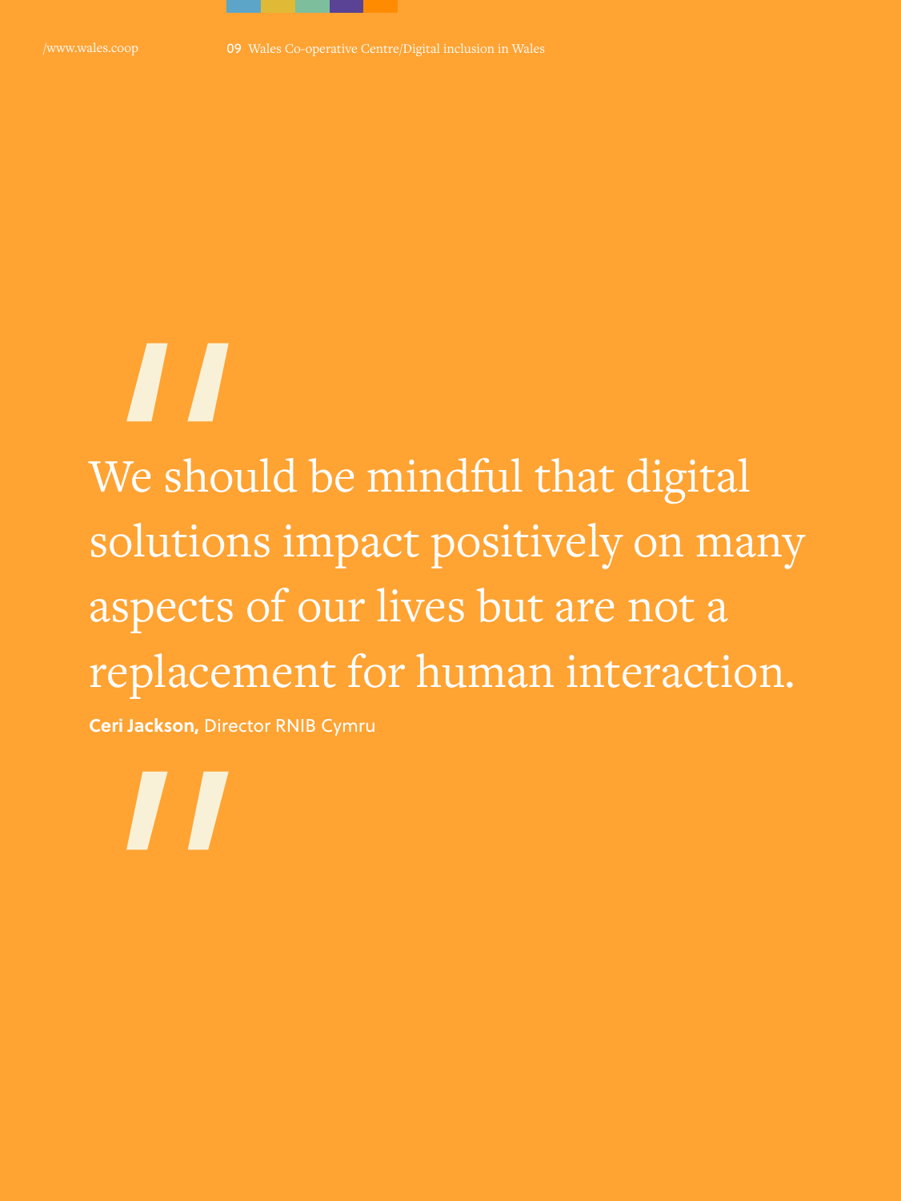> We should be mindful that digital solutions impact positively on many aspects of our lives but are not a replacement for human interaction.

**Ceri Jackson,** Director RNIB Cymru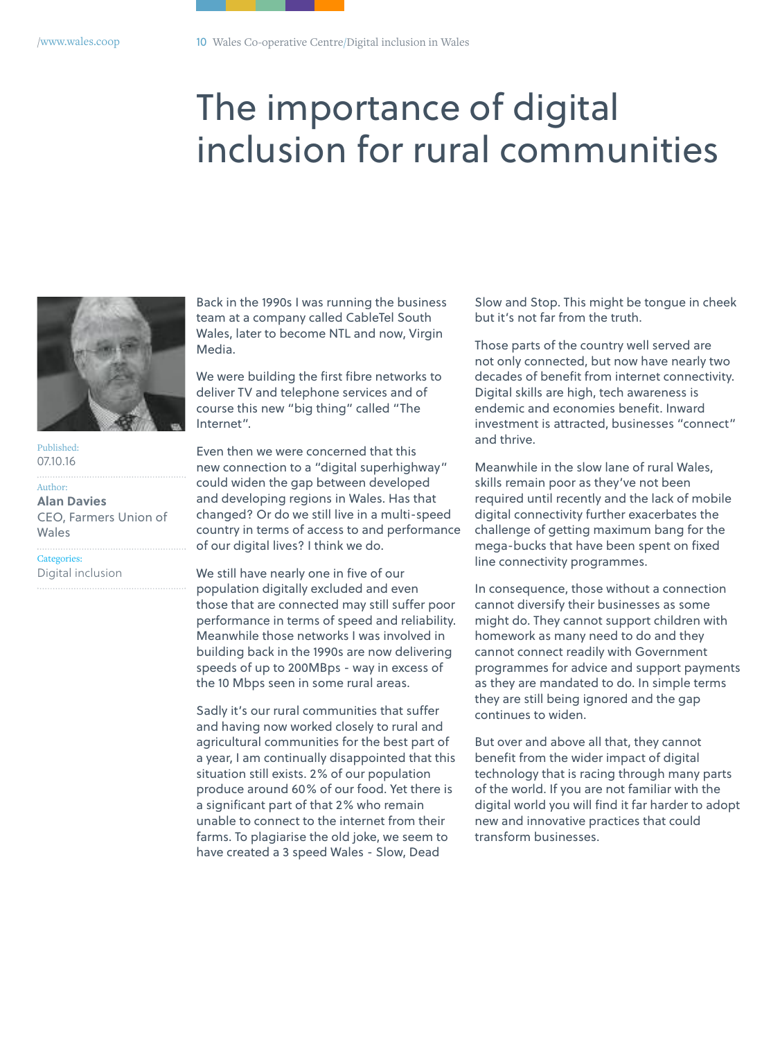# The importance of digital inclusion for rural communities

Published:
07.10.16

Author:
**Alan Davies**
CEO, Farmers Union of Wales

Categories:
Digital inclusion

Back in the 1990s I was running the business team at a company called CableTel South Wales, later to become NTL and now, Virgin Media.

We were building the first fibre networks to deliver TV and telephone services and of course this new "big thing" called "The Internet".

Even then we were concerned that this new connection to a "digital superhighway" could widen the gap between developed and developing regions in Wales. Has that changed? Or do we still live in a multi-speed country in terms of access to and performance of our digital lives? I think we do.

We still have nearly one in five of our population digitally excluded and even those that are connected may still suffer poor performance in terms of speed and reliability. Meanwhile those networks I was involved in building back in the 1990s are now delivering speeds of up to 200MBps - way in excess of the 10 Mbps seen in some rural areas.

Sadly it's our rural communities that suffer and having now worked closely to rural and agricultural communities for the best part of a year, I am continually disappointed that this situation still exists. 2% of our population produce around 60% of our food. Yet there is a significant part of that 2% who remain unable to connect to the internet from their farms. To plagiarise the old joke, we seem to have created a 3 speed Wales - Slow, Dead Slow and Stop. This might be tongue in cheek but it's not far from the truth.

Those parts of the country well served are not only connected, but now have nearly two decades of benefit from internet connectivity. Digital skills are high, tech awareness is endemic and economies benefit. Inward investment is attracted, businesses "connect" and thrive.

Meanwhile in the slow lane of rural Wales, skills remain poor as they've not been required until recently and the lack of mobile digital connectivity further exacerbates the challenge of getting maximum bang for the mega-bucks that have been spent on fixed line connectivity programmes.

In consequence, those without a connection cannot diversify their businesses as some might do. They cannot support children with homework as many need to do and they cannot connect readily with Government programmes for advice and support payments as they are mandated to do. In simple terms they are still being ignored and the gap continues to widen.

But over and above all that, they cannot benefit from the wider impact of digital technology that is racing through many parts of the world. If you are not familiar with the digital world you will find it far harder to adopt new and innovative practices that could transform businesses.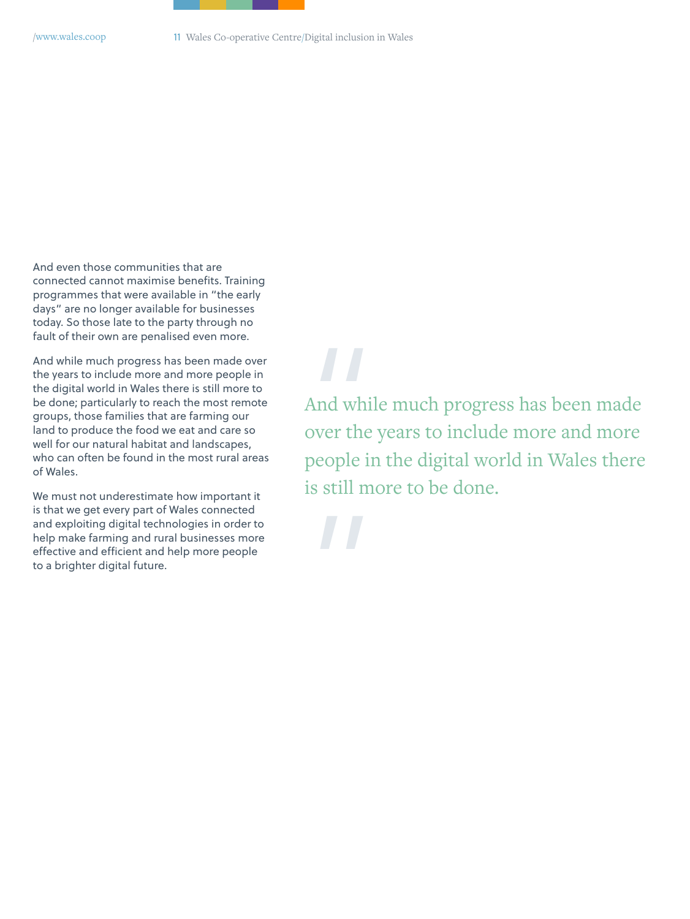And even those communities that are connected cannot maximise benefits. Training programmes that were available in "the early days" are no longer available for businesses today. So those late to the party through no fault of their own are penalised even more.

And while much progress has been made over the years to include more and more people in the digital world in Wales there is still more to be done; particularly to reach the most remote groups, those families that are farming our land to produce the food we eat and care so well for our natural habitat and landscapes, who can often be found in the most rural areas of Wales.

We must not underestimate how important it is that we get every part of Wales connected and exploiting digital technologies in order to help make farming and rural businesses more effective and efficient and help more people to a brighter digital future.

> "And while much progress has been made over the years to include more and more people in the digital world in Wales there is still more to be done."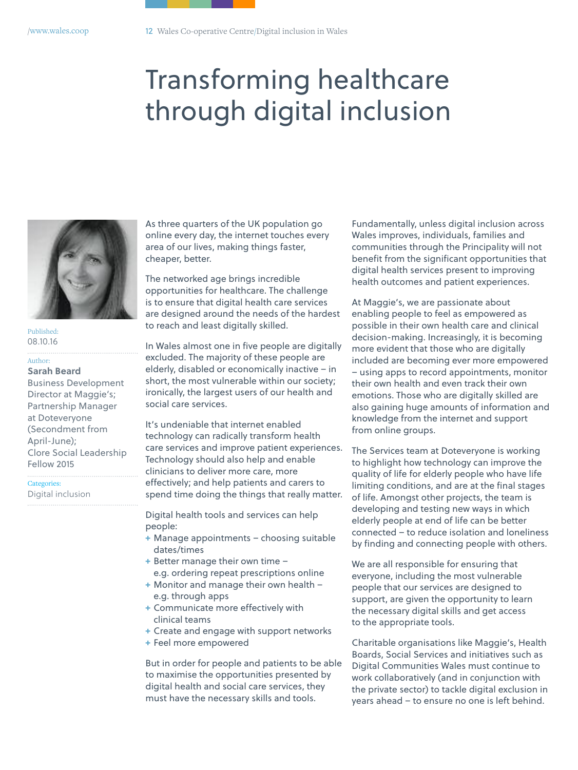# Transforming healthcare through digital inclusion

Published:
08.10.16

Author:
**Sarah Beard**
Business Development Director at Maggie's; Partnership Manager at Doteveryone (Secondment from April-June); Clore Social Leadership Fellow 2015

Categories:
Digital inclusion

As three quarters of the UK population go online every day, the internet touches every area of our lives, making things faster, cheaper, better.

The networked age brings incredible opportunities for healthcare. The challenge is to ensure that digital health care services are designed around the needs of the hardest to reach and least digitally skilled.

In Wales almost one in five people are digitally excluded. The majority of these people are elderly, disabled or economically inactive – in short, the most vulnerable within our society; ironically, the largest users of our health and social care services.

It's undeniable that internet enabled technology can radically transform health care services and improve patient experiences. Technology should also help and enable clinicians to deliver more care, more effectively; and help patients and carers to spend time doing the things that really matter.

Digital health tools and services can help people:

+ Manage appointments – choosing suitable dates/times
+ Better manage their own time – e.g. ordering repeat prescriptions online
+ Monitor and manage their own health – e.g. through apps
+ Communicate more effectively with clinical teams
+ Create and engage with support networks
+ Feel more empowered

But in order for people and patients to be able to maximise the opportunities presented by digital health and social care services, they must have the necessary skills and tools.

Fundamentally, unless digital inclusion across Wales improves, individuals, families and communities through the Principality will not benefit from the significant opportunities that digital health services present to improving health outcomes and patient experiences.

At Maggie's, we are passionate about enabling people to feel as empowered as possible in their own health care and clinical decision-making. Increasingly, it is becoming more evident that those who are digitally included are becoming ever more empowered – using apps to record appointments, monitor their own health and even track their own emotions. Those who are digitally skilled are also gaining huge amounts of information and knowledge from the internet and support from online groups.

The Services team at Doteveryone is working to highlight how technology can improve the quality of life for elderly people who have life limiting conditions, and are at the final stages of life. Amongst other projects, the team is developing and testing new ways in which elderly people at end of life can be better connected – to reduce isolation and loneliness by finding and connecting people with others.

We are all responsible for ensuring that everyone, including the most vulnerable people that our services are designed to support, are given the opportunity to learn the necessary digital skills and get access to the appropriate tools.

Charitable organisations like Maggie's, Health Boards, Social Services and initiatives such as Digital Communities Wales must continue to work collaboratively (and in conjunction with the private sector) to tackle digital exclusion in years ahead – to ensure no one is left behind.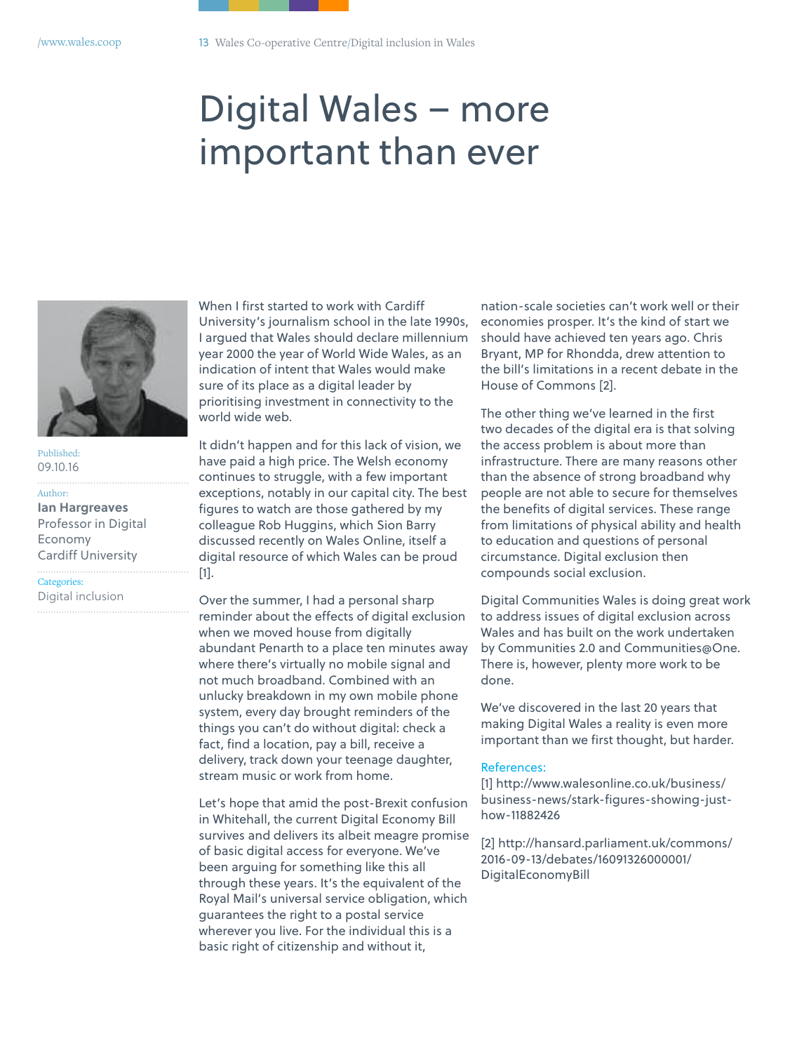# Digital Wales – more important than ever

Published:
09.10.16

Author:
**Ian Hargreaves**
Professor in Digital Economy
Cardiff University

Categories:
Digital inclusion

When I first started to work with Cardiff University's journalism school in the late 1990s, I argued that Wales should declare millennium year 2000 the year of World Wide Wales, as an indication of intent that Wales would make sure of its place as a digital leader by prioritising investment in connectivity to the world wide web.

It didn't happen and for this lack of vision, we have paid a high price. The Welsh economy continues to struggle, with a few important exceptions, notably in our capital city. The best figures to watch are those gathered by my colleague Rob Huggins, which Sion Barry discussed recently on Wales Online, itself a digital resource of which Wales can be proud [1].

Over the summer, I had a personal sharp reminder about the effects of digital exclusion when we moved house from digitally abundant Penarth to a place ten minutes away where there's virtually no mobile signal and not much broadband. Combined with an unlucky breakdown in my own mobile phone system, every day brought reminders of the things you can't do without digital: check a fact, find a location, pay a bill, receive a delivery, track down your teenage daughter, stream music or work from home.

Let's hope that amid the post-Brexit confusion in Whitehall, the current Digital Economy Bill survives and delivers its albeit meagre promise of basic digital access for everyone. We've been arguing for something like this all through these years. It's the equivalent of the Royal Mail's universal service obligation, which guarantees the right to a postal service wherever you live. For the individual this is a basic right of citizenship and without it, nation-scale societies can't work well or their economies prosper. It's the kind of start we should have achieved ten years ago. Chris Bryant, MP for Rhondda, drew attention to the bill's limitations in a recent debate in the House of Commons [2].

The other thing we've learned in the first two decades of the digital era is that solving the access problem is about more than infrastructure. There are many reasons other than the absence of strong broadband why people are not able to secure for themselves the benefits of digital services. These range from limitations of physical ability and health to education and questions of personal circumstance. Digital exclusion then compounds social exclusion.

Digital Communities Wales is doing great work to address issues of digital exclusion across Wales and has built on the work undertaken by Communities 2.0 and Communities@One. There is, however, plenty more work to be done.

We've discovered in the last 20 years that making Digital Wales a reality is even more important than we first thought, but harder.

References:

[1] http://www.walesonline.co.uk/business/business-news/stark-figures-showing-just-how-11882426

[2] http://hansard.parliament.uk/commons/2016-09-13/debates/16091326000001/DigitalEconomyBill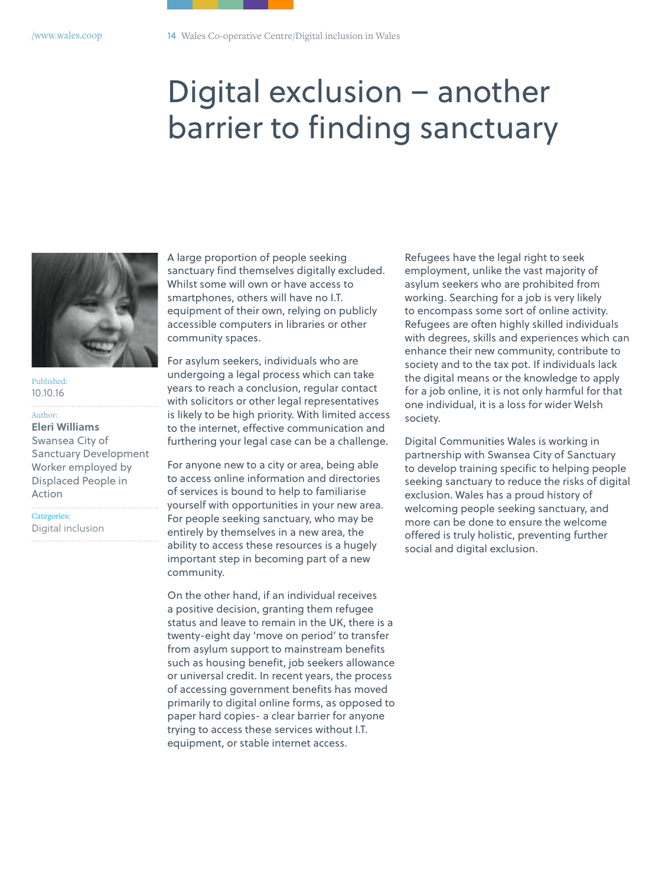# Digital exclusion – another barrier to finding sanctuary

Published:
10.10.16

Author:
**Eleri Williams**
Swansea City of Sanctuary Development Worker employed by Displaced People in Action

Categories:
Digital inclusion

A large proportion of people seeking sanctuary find themselves digitally excluded. Whilst some will own or have access to smartphones, others will have no I.T. equipment of their own, relying on publicly accessible computers in libraries or other community spaces.

For asylum seekers, individuals who are undergoing a legal process which can take years to reach a conclusion, regular contact with solicitors or other legal representatives is likely to be high priority. With limited access to the internet, effective communication and furthering your legal case can be a challenge.

For anyone new to a city or area, being able to access online information and directories of services is bound to help to familiarise yourself with opportunities in your new area. For people seeking sanctuary, who may be entirely by themselves in a new area, the ability to access these resources is a hugely important step in becoming part of a new community.

On the other hand, if an individual receives a positive decision, granting them refugee status and leave to remain in the UK, there is a twenty-eight day 'move on period' to transfer from asylum support to mainstream benefits such as housing benefit, job seekers allowance or universal credit. In recent years, the process of accessing government benefits has moved primarily to digital online forms, as opposed to paper hard copies- a clear barrier for anyone trying to access these services without I.T. equipment, or stable internet access.

Refugees have the legal right to seek employment, unlike the vast majority of asylum seekers who are prohibited from working. Searching for a job is very likely to encompass some sort of online activity. Refugees are often highly skilled individuals with degrees, skills and experiences which can enhance their new community, contribute to society and to the tax pot. If individuals lack the digital means or the knowledge to apply for a job online, it is not only harmful for that one individual, it is a loss for wider Welsh society.

Digital Communities Wales is working in partnership with Swansea City of Sanctuary to develop training specific to helping people seeking sanctuary to reduce the risks of digital exclusion. Wales has a proud history of welcoming people seeking sanctuary, and more can be done to ensure the welcome offered is truly holistic, preventing further social and digital exclusion.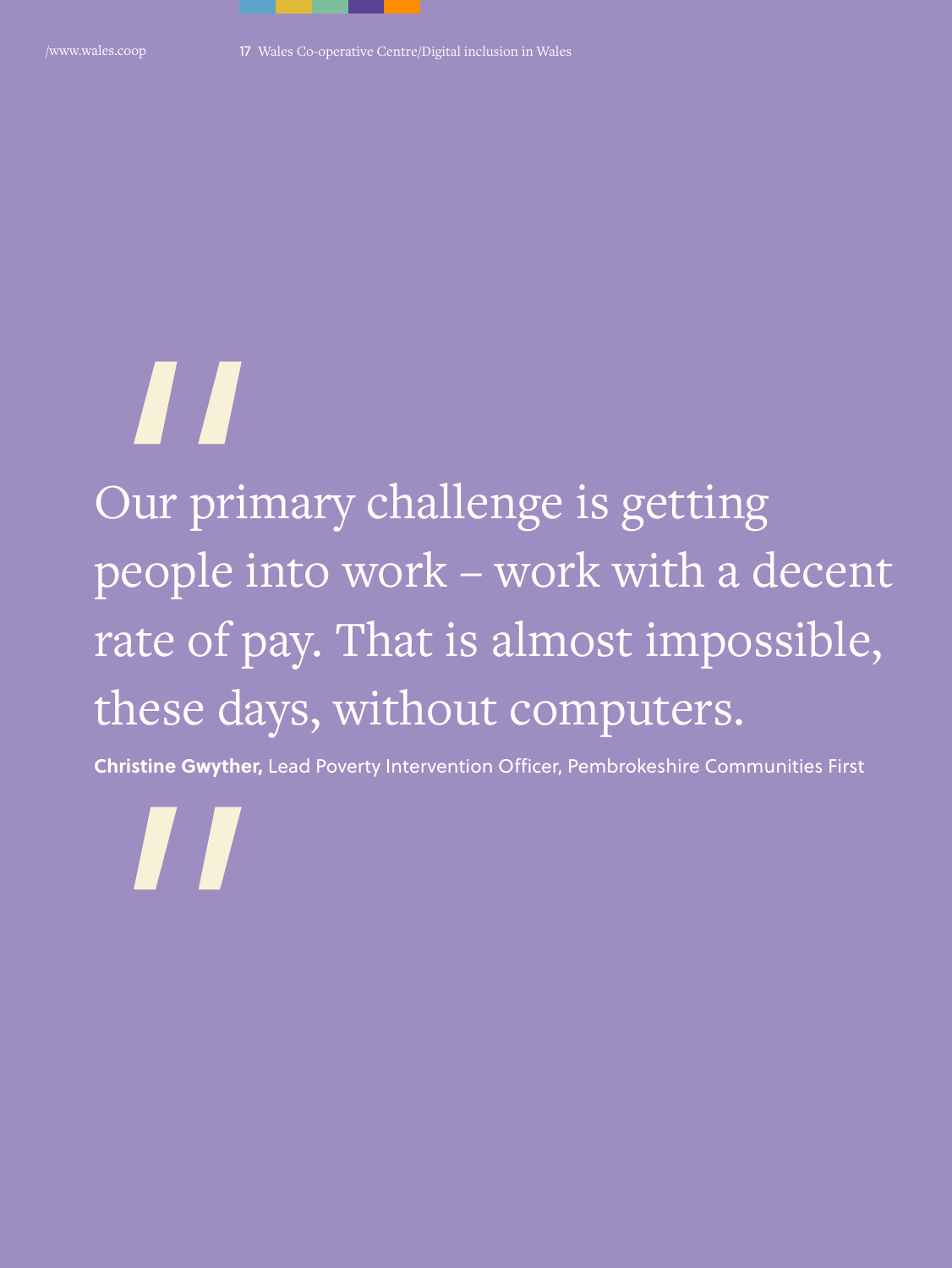> Our primary challenge is getting people into work – work with a decent rate of pay. That is almost impossible, these days, without computers.

**Christine Gwyther,** Lead Poverty Intervention Officer, Pembrokeshire Communities First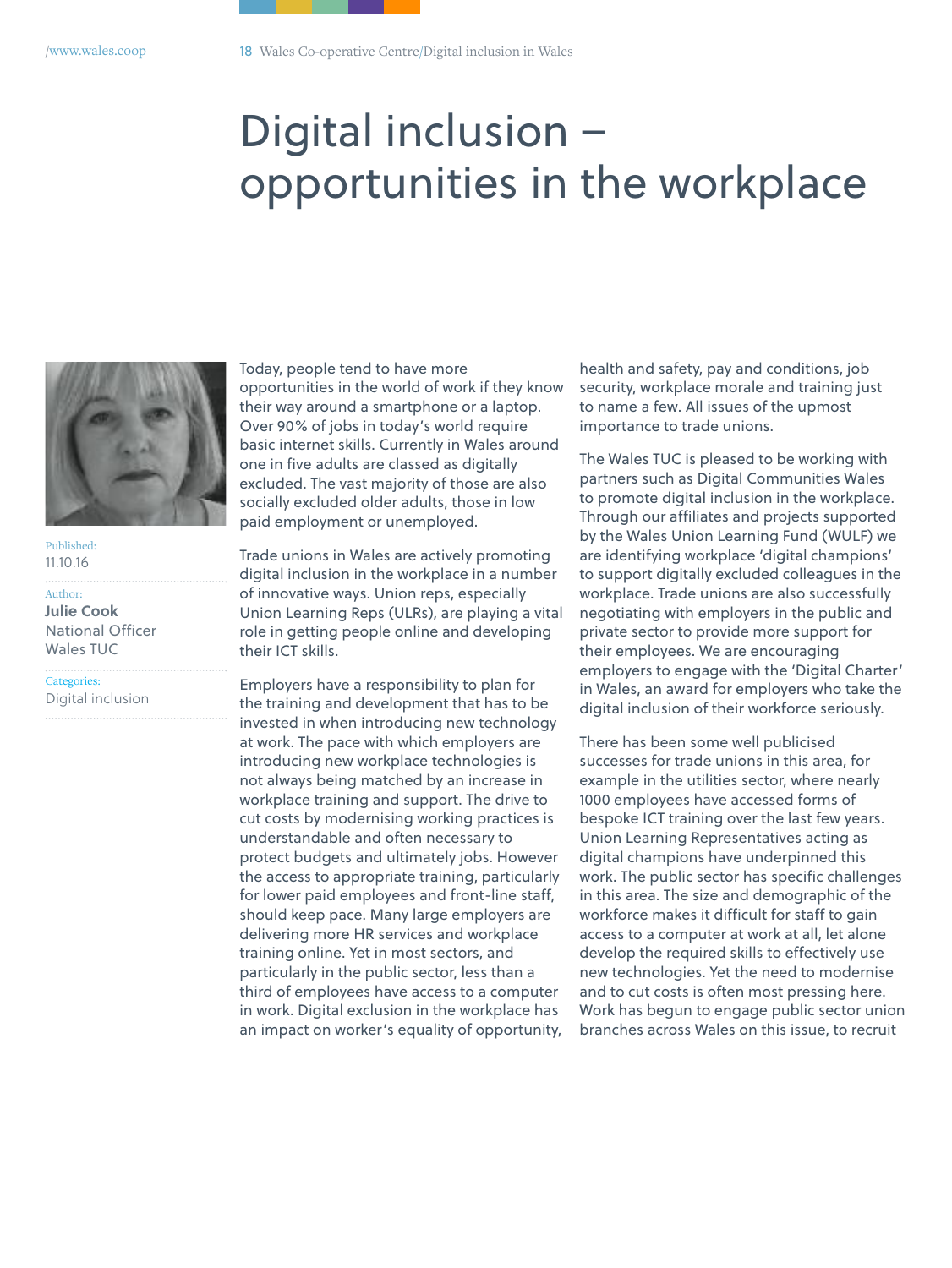# Digital inclusion – opportunities in the workplace

Published:
11.10.16

Author:
**Julie Cook**
National Officer
Wales TUC

Categories:
Digital inclusion

Today, people tend to have more opportunities in the world of work if they know their way around a smartphone or a laptop. Over 90% of jobs in today's world require basic internet skills. Currently in Wales around one in five adults are classed as digitally excluded. The vast majority of those are also socially excluded older adults, those in low paid employment or unemployed.

Trade unions in Wales are actively promoting digital inclusion in the workplace in a number of innovative ways. Union reps, especially Union Learning Reps (ULRs), are playing a vital role in getting people online and developing their ICT skills.

Employers have a responsibility to plan for the training and development that has to be invested in when introducing new technology at work. The pace with which employers are introducing new workplace technologies is not always being matched by an increase in workplace training and support. The drive to cut costs by modernising working practices is understandable and often necessary to protect budgets and ultimately jobs. However the access to appropriate training, particularly for lower paid employees and front-line staff, should keep pace. Many large employers are delivering more HR services and workplace training online. Yet in most sectors, and particularly in the public sector, less than a third of employees have access to a computer in work. Digital exclusion in the workplace has an impact on worker's equality of opportunity, health and safety, pay and conditions, job security, workplace morale and training just to name a few. All issues of the upmost importance to trade unions.

The Wales TUC is pleased to be working with partners such as Digital Communities Wales to promote digital inclusion in the workplace. Through our affiliates and projects supported by the Wales Union Learning Fund (WULF) we are identifying workplace 'digital champions' to support digitally excluded colleagues in the workplace. Trade unions are also successfully negotiating with employers in the public and private sector to provide more support for their employees. We are encouraging employers to engage with the 'Digital Charter' in Wales, an award for employers who take the digital inclusion of their workforce seriously.

There has been some well publicised successes for trade unions in this area, for example in the utilities sector, where nearly 1000 employees have accessed forms of bespoke ICT training over the last few years. Union Learning Representatives acting as digital champions have underpinned this work. The public sector has specific challenges in this area. The size and demographic of the workforce makes it difficult for staff to gain access to a computer at work at all, let alone develop the required skills to effectively use new technologies. Yet the need to modernise and to cut costs is often most pressing here. Work has begun to engage public sector union branches across Wales on this issue, to recruit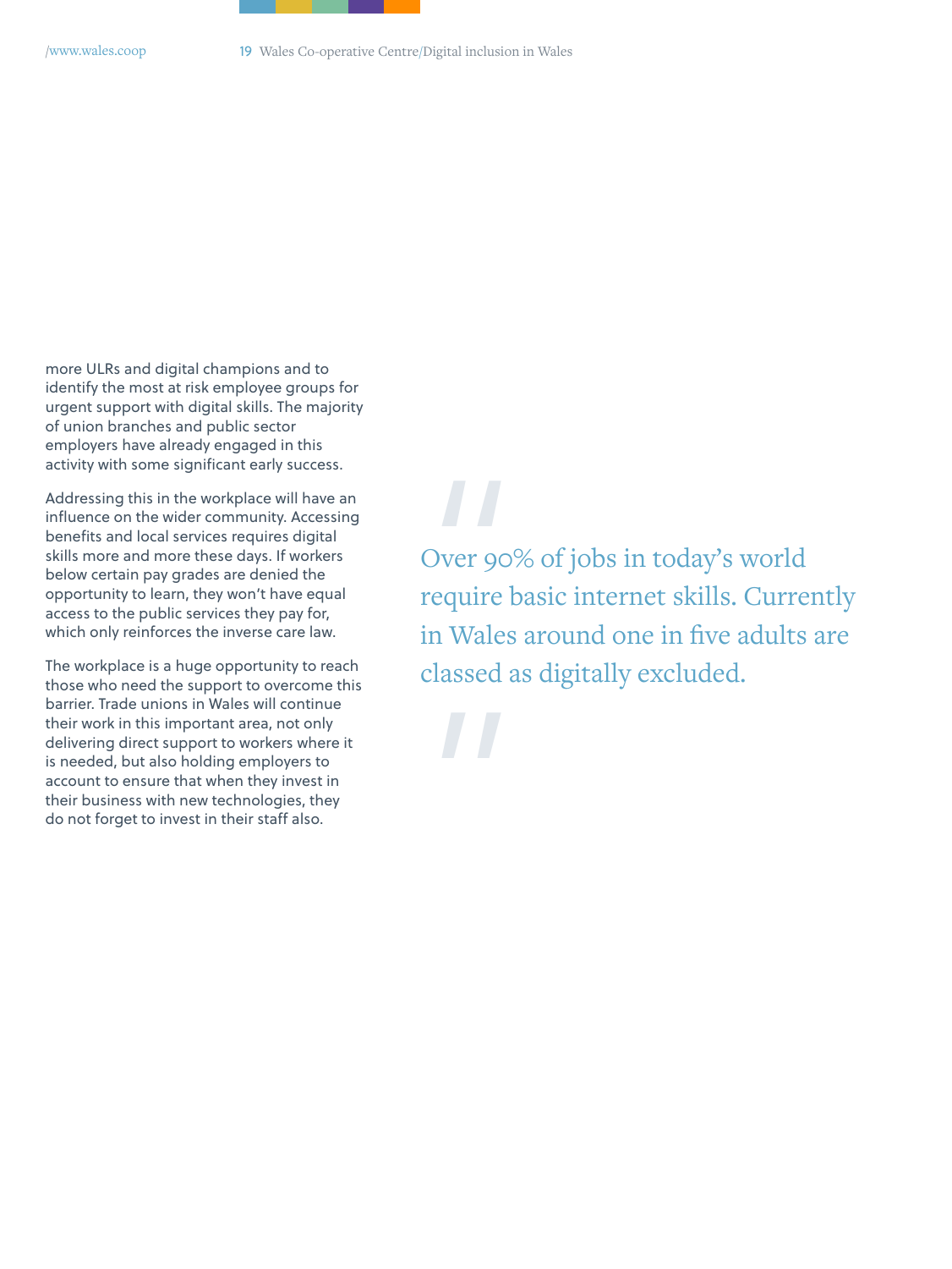more ULRs and digital champions and to identify the most at risk employee groups for urgent support with digital skills. The majority of union branches and public sector employers have already engaged in this activity with some significant early success.

Addressing this in the workplace will have an influence on the wider community. Accessing benefits and local services requires digital skills more and more these days. If workers below certain pay grades are denied the opportunity to learn, they won't have equal access to the public services they pay for, which only reinforces the inverse care law.

The workplace is a huge opportunity to reach those who need the support to overcome this barrier. Trade unions in Wales will continue their work in this important area, not only delivering direct support to workers where it is needed, but also holding employers to account to ensure that when they invest in their business with new technologies, they do not forget to invest in their staff also.

> "Over 90% of jobs in today's world require basic internet skills. Currently in Wales around one in five adults are classed as digitally excluded."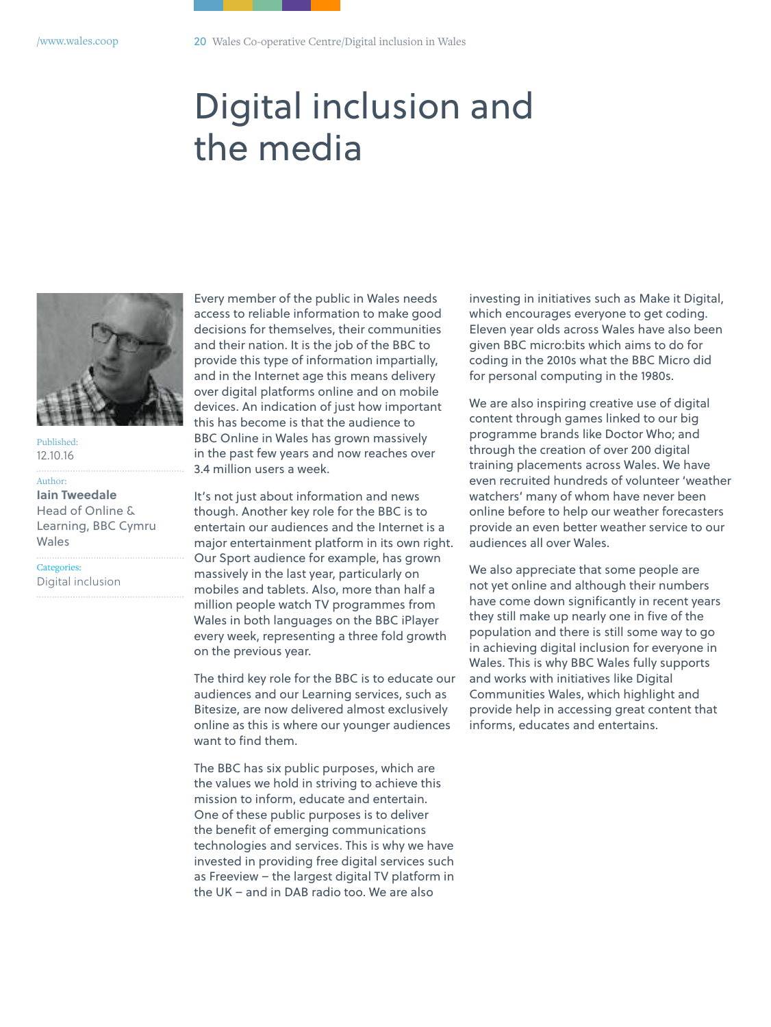# Digital inclusion and the media

Published:
12.10.16

Author:
**Iain Tweedale**
Head of Online & Learning, BBC Cymru Wales

Categories:
Digital inclusion

Every member of the public in Wales needs access to reliable information to make good decisions for themselves, their communities and their nation. It is the job of the BBC to provide this type of information impartially, and in the Internet age this means delivery over digital platforms online and on mobile devices. An indication of just how important this has become is that the audience to BBC Online in Wales has grown massively in the past few years and now reaches over 3.4 million users a week.

It's not just about information and news though. Another key role for the BBC is to entertain our audiences and the Internet is a major entertainment platform in its own right. Our Sport audience for example, has grown massively in the last year, particularly on mobiles and tablets. Also, more than half a million people watch TV programmes from Wales in both languages on the BBC iPlayer every week, representing a three fold growth on the previous year.

The third key role for the BBC is to educate our audiences and our Learning services, such as Bitesize, are now delivered almost exclusively online as this is where our younger audiences want to find them.

The BBC has six public purposes, which are the values we hold in striving to achieve this mission to inform, educate and entertain. One of these public purposes is to deliver the benefit of emerging communications technologies and services. This is why we have invested in providing free digital services such as Freeview – the largest digital TV platform in the UK – and in DAB radio too. We are also investing in initiatives such as Make it Digital, which encourages everyone to get coding. Eleven year olds across Wales have also been given BBC micro:bits which aims to do for coding in the 2010s what the BBC Micro did for personal computing in the 1980s.

We are also inspiring creative use of digital content through games linked to our big programme brands like Doctor Who; and through the creation of over 200 digital training placements across Wales. We have even recruited hundreds of volunteer 'weather watchers' many of whom have never been online before to help our weather forecasters provide an even better weather service to our audiences all over Wales.

We also appreciate that some people are not yet online and although their numbers have come down significantly in recent years they still make up nearly one in five of the population and there is still some way to go in achieving digital inclusion for everyone in Wales. This is why BBC Wales fully supports and works with initiatives like Digital Communities Wales, which highlight and provide help in accessing great content that informs, educates and entertains.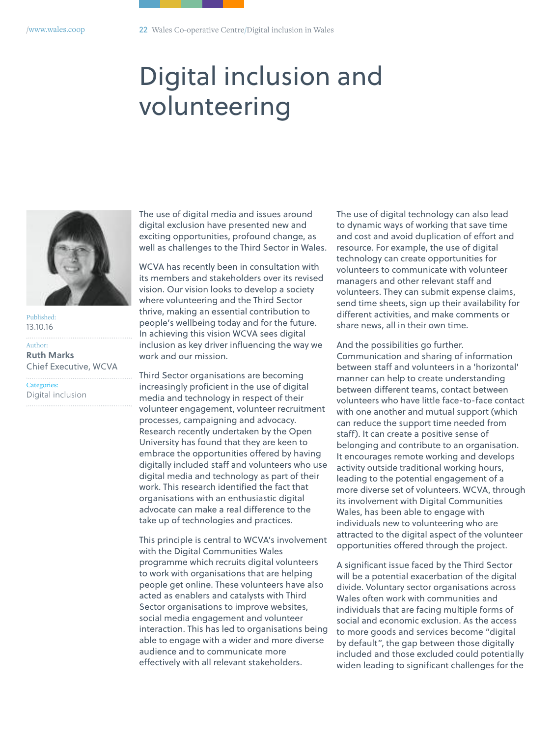# Digital inclusion and volunteering

Published:
13.10.16

Author:
**Ruth Marks**
Chief Executive, WCVA

Categories:
Digital inclusion

The use of digital media and issues around digital exclusion have presented new and exciting opportunities, profound change, as well as challenges to the Third Sector in Wales.

WCVA has recently been in consultation with its members and stakeholders over its revised vision. Our vision looks to develop a society where volunteering and the Third Sector thrive, making an essential contribution to people's wellbeing today and for the future. In achieving this vision WCVA sees digital inclusion as key driver influencing the way we work and our mission.

Third Sector organisations are becoming increasingly proficient in the use of digital media and technology in respect of their volunteer engagement, volunteer recruitment processes, campaigning and advocacy. Research recently undertaken by the Open University has found that they are keen to embrace the opportunities offered by having digitally included staff and volunteers who use digital media and technology as part of their work. This research identified the fact that organisations with an enthusiastic digital advocate can make a real difference to the take up of technologies and practices.

This principle is central to WCVA's involvement with the Digital Communities Wales programme which recruits digital volunteers to work with organisations that are helping people get online. These volunteers have also acted as enablers and catalysts with Third Sector organisations to improve websites, social media engagement and volunteer interaction. This has led to organisations being able to engage with a wider and more diverse audience and to communicate more effectively with all relevant stakeholders.

The use of digital technology can also lead to dynamic ways of working that save time and cost and avoid duplication of effort and resource. For example, the use of digital technology can create opportunities for volunteers to communicate with volunteer managers and other relevant staff and volunteers. They can submit expense claims, send time sheets, sign up their availability for different activities, and make comments or share news, all in their own time.

And the possibilities go further. Communication and sharing of information between staff and volunteers in a 'horizontal' manner can help to create understanding between different teams, contact between volunteers who have little face-to-face contact with one another and mutual support (which can reduce the support time needed from staff). It can create a positive sense of belonging and contribute to an organisation. It encourages remote working and develops activity outside traditional working hours, leading to the potential engagement of a more diverse set of volunteers. WCVA, through its involvement with Digital Communities Wales, has been able to engage with individuals new to volunteering who are attracted to the digital aspect of the volunteer opportunities offered through the project.

A significant issue faced by the Third Sector will be a potential exacerbation of the digital divide. Voluntary sector organisations across Wales often work with communities and individuals that are facing multiple forms of social and economic exclusion. As the access to more goods and services become "digital by default", the gap between those digitally included and those excluded could potentially widen leading to significant challenges for the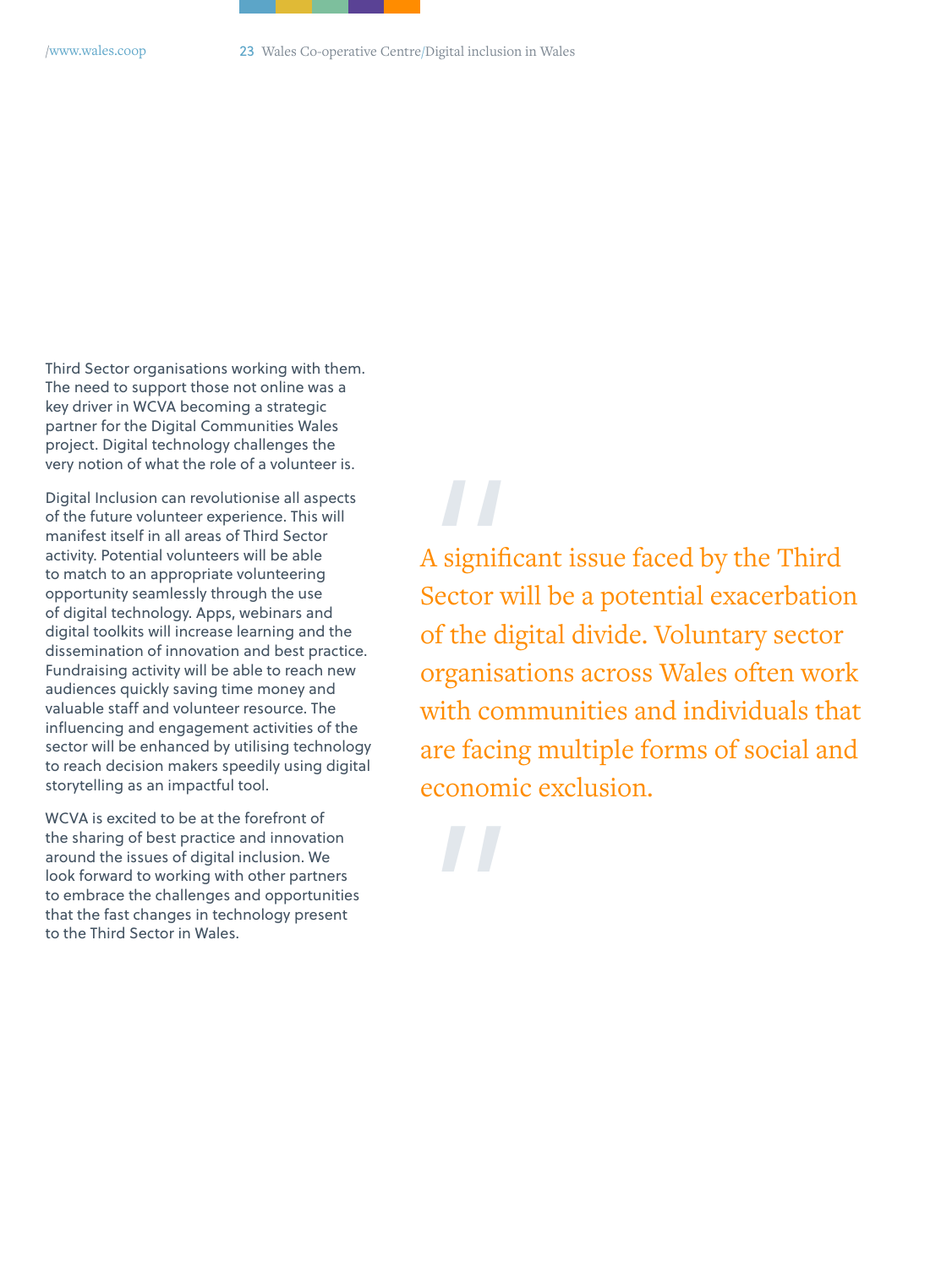Third Sector organisations working with them. The need to support those not online was a key driver in WCVA becoming a strategic partner for the Digital Communities Wales project. Digital technology challenges the very notion of what the role of a volunteer is.

Digital Inclusion can revolutionise all aspects of the future volunteer experience. This will manifest itself in all areas of Third Sector activity. Potential volunteers will be able to match to an appropriate volunteering opportunity seamlessly through the use of digital technology. Apps, webinars and digital toolkits will increase learning and the dissemination of innovation and best practice. Fundraising activity will be able to reach new audiences quickly saving time money and valuable staff and volunteer resource. The influencing and engagement activities of the sector will be enhanced by utilising technology to reach decision makers speedily using digital storytelling as an impactful tool.

WCVA is excited to be at the forefront of the sharing of best practice and innovation around the issues of digital inclusion. We look forward to working with other partners to embrace the challenges and opportunities that the fast changes in technology present to the Third Sector in Wales.

> "A significant issue faced by the Third Sector will be a potential exacerbation of the digital divide. Voluntary sector organisations across Wales often work with communities and individuals that are facing multiple forms of social and economic exclusion."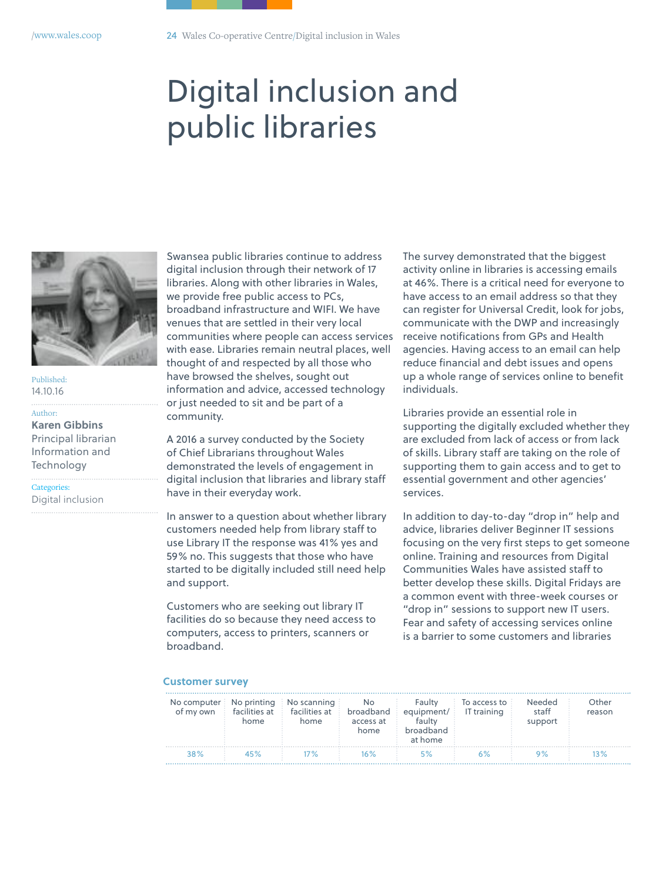# Digital inclusion and public libraries

Published:
14.10.16

Author:
**Karen Gibbins**
Principal librarian Information and Technology

Categories:
Digital inclusion

Swansea public libraries continue to address digital inclusion through their network of 17 libraries. Along with other libraries in Wales, we provide free public access to PCs, broadband infrastructure and WIFI. We have venues that are settled in their very local communities where people can access services with ease. Libraries remain neutral places, well thought of and respected by all those who have browsed the shelves, sought out information and advice, accessed technology or just needed to sit and be part of a community.

A 2016 a survey conducted by the Society of Chief Librarians throughout Wales demonstrated the levels of engagement in digital inclusion that libraries and library staff have in their everyday work.

In answer to a question about whether library customers needed help from library staff to use Library IT the response was 41% yes and 59% no. This suggests that those who have started to be digitally included still need help and support.

Customers who are seeking out library IT facilities do so because they need access to computers, access to printers, scanners or broadband.

The survey demonstrated that the biggest activity online in libraries is accessing emails at 46%. There is a critical need for everyone to have access to an email address so that they can register for Universal Credit, look for jobs, communicate with the DWP and increasingly receive notifications from GPs and Health agencies. Having access to an email can help reduce financial and debt issues and opens up a whole range of services online to benefit individuals.

Libraries provide an essential role in supporting the digitally excluded whether they are excluded from lack of access or from lack of skills. Library staff are taking on the role of supporting them to gain access and to get to essential government and other agencies' services.

In addition to day-to-day "drop in" help and advice, libraries deliver Beginner IT sessions focusing on the very first steps to get someone online. Training and resources from Digital Communities Wales have assisted staff to better develop these skills. Digital Fridays are a common event with three-week courses or "drop in" sessions to support new IT users. Fear and safety of accessing services online is a barrier to some customers and libraries

### Customer survey

| No computer of my own | No printing facilities at home | No scanning facilities at home | No broadband access at home | Faulty equipment/ faulty broadband at home | To access to IT training | Needed staff support | Other reason |
|---|---|---|---|---|---|---|---|
| 38% | 45% | 17% | 16% | 5% | 6% | 9% | 13% |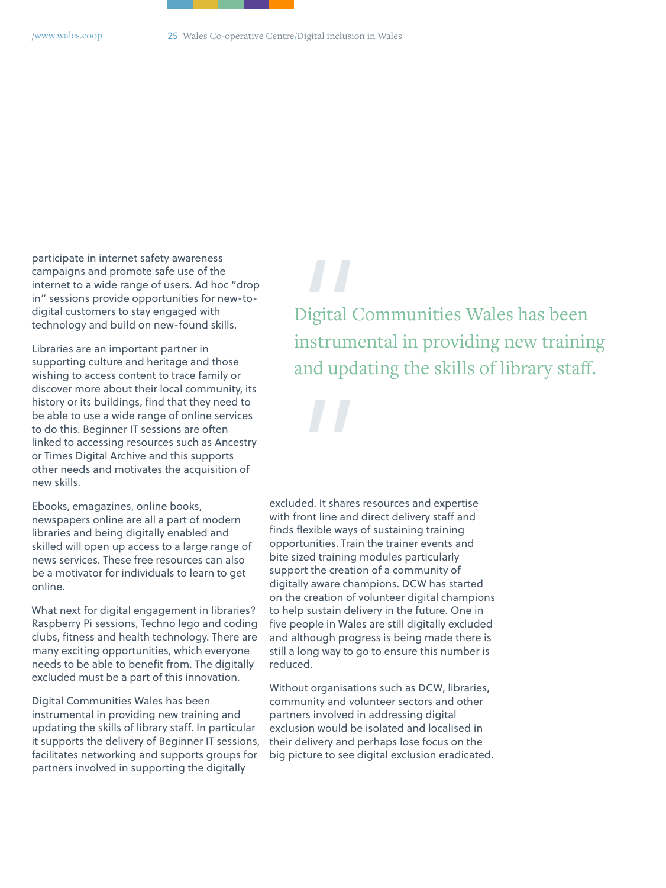participate in internet safety awareness campaigns and promote safe use of the internet to a wide range of users. Ad hoc "drop in" sessions provide opportunities for new-to-digital customers to stay engaged with technology and build on new-found skills.

Libraries are an important partner in supporting culture and heritage and those wishing to access content to trace family or discover more about their local community, its history or its buildings, find that they need to be able to use a wide range of online services to do this. Beginner IT sessions are often linked to accessing resources such as Ancestry or Times Digital Archive and this supports other needs and motivates the acquisition of new skills.

Ebooks, emagazines, online books, newspapers online are all a part of modern libraries and being digitally enabled and skilled will open up access to a large range of news services. These free resources can also be a motivator for individuals to learn to get online.

What next for digital engagement in libraries? Raspberry Pi sessions, Techno lego and coding clubs, fitness and health technology. There are many exciting opportunities, which everyone needs to be able to benefit from. The digitally excluded must be a part of this innovation.

> Digital Communities Wales has been instrumental in providing new training and updating the skills of library staff.

Digital Communities Wales has been instrumental in providing new training and updating the skills of library staff. In particular it supports the delivery of Beginner IT sessions, facilitates networking and supports groups for partners involved in supporting the digitally excluded. It shares resources and expertise with front line and direct delivery staff and finds flexible ways of sustaining training opportunities. Train the trainer events and bite sized training modules particularly support the creation of a community of digitally aware champions. DCW has started on the creation of volunteer digital champions to help sustain delivery in the future. One in five people in Wales are still digitally excluded and although progress is being made there is still a long way to go to ensure this number is reduced.

Without organisations such as DCW, libraries, community and volunteer sectors and other partners involved in addressing digital exclusion would be isolated and localised in their delivery and perhaps lose focus on the big picture to see digital exclusion eradicated.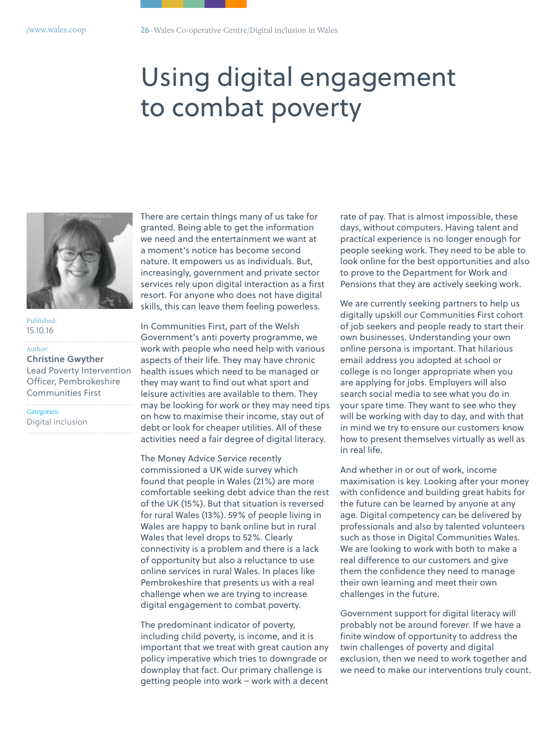# Using digital engagement to combat poverty

Published:
15.10.16

Author:
**Christine Gwyther**
Lead Poverty Intervention Officer, Pembrokeshire Communities First

Categories:
Digital inclusion

There are certain things many of us take for granted. Being able to get the information we need and the entertainment we want at a moment's notice has become second nature. It empowers us as individuals. But, increasingly, government and private sector services rely upon digital interaction as a first resort. For anyone who does not have digital skills, this can leave them feeling powerless.

In Communities First, part of the Welsh Government's anti poverty programme, we work with people who need help with various aspects of their life. They may have chronic health issues which need to be managed or they may want to find out what sport and leisure activities are available to them. They may be looking for work or they may need tips on how to maximise their income, stay out of debt or look for cheaper utilities. All of these activities need a fair degree of digital literacy.

The Money Advice Service recently commissioned a UK wide survey which found that people in Wales (21%) are more comfortable seeking debt advice than the rest of the UK (15%). But that situation is reversed for rural Wales (13%). 59% of people living in Wales are happy to bank online but in rural Wales that level drops to 52%. Clearly connectivity is a problem and there is a lack of opportunity but also a reluctance to use online services in rural Wales. In places like Pembrokeshire that presents us with a real challenge when we are trying to increase digital engagement to combat poverty.

The predominant indicator of poverty, including child poverty, is income, and it is important that we treat with great caution any policy imperative which tries to downgrade or downplay that fact. Our primary challenge is getting people into work – work with a decent rate of pay. That is almost impossible, these days, without computers. Having talent and practical experience is no longer enough for people seeking work. They need to be able to look online for the best opportunities and also to prove to the Department for Work and Pensions that they are actively seeking work.

We are currently seeking partners to help us digitally upskill our Communities First cohort of job seekers and people ready to start their own businesses. Understanding your own online persona is important. That hilarious email address you adopted at school or college is no longer appropriate when you are applying for jobs. Employers will also search social media to see what you do in your spare time. They want to see who they will be working with day to day, and with that in mind we try to ensure our customers know how to present themselves virtually as well as in real life.

And whether in or out of work, income maximisation is key. Looking after your money with confidence and building great habits for the future can be learned by anyone at any age. Digital competency can be delivered by professionals and also by talented volunteers such as those in Digital Communities Wales. We are looking to work with both to make a real difference to our customers and give them the confidence they need to manage their own learning and meet their own challenges in the future.

Government support for digital literacy will probably not be around forever. If we have a finite window of opportunity to address the twin challenges of poverty and digital exclusion, then we need to work together and we need to make our interventions truly count.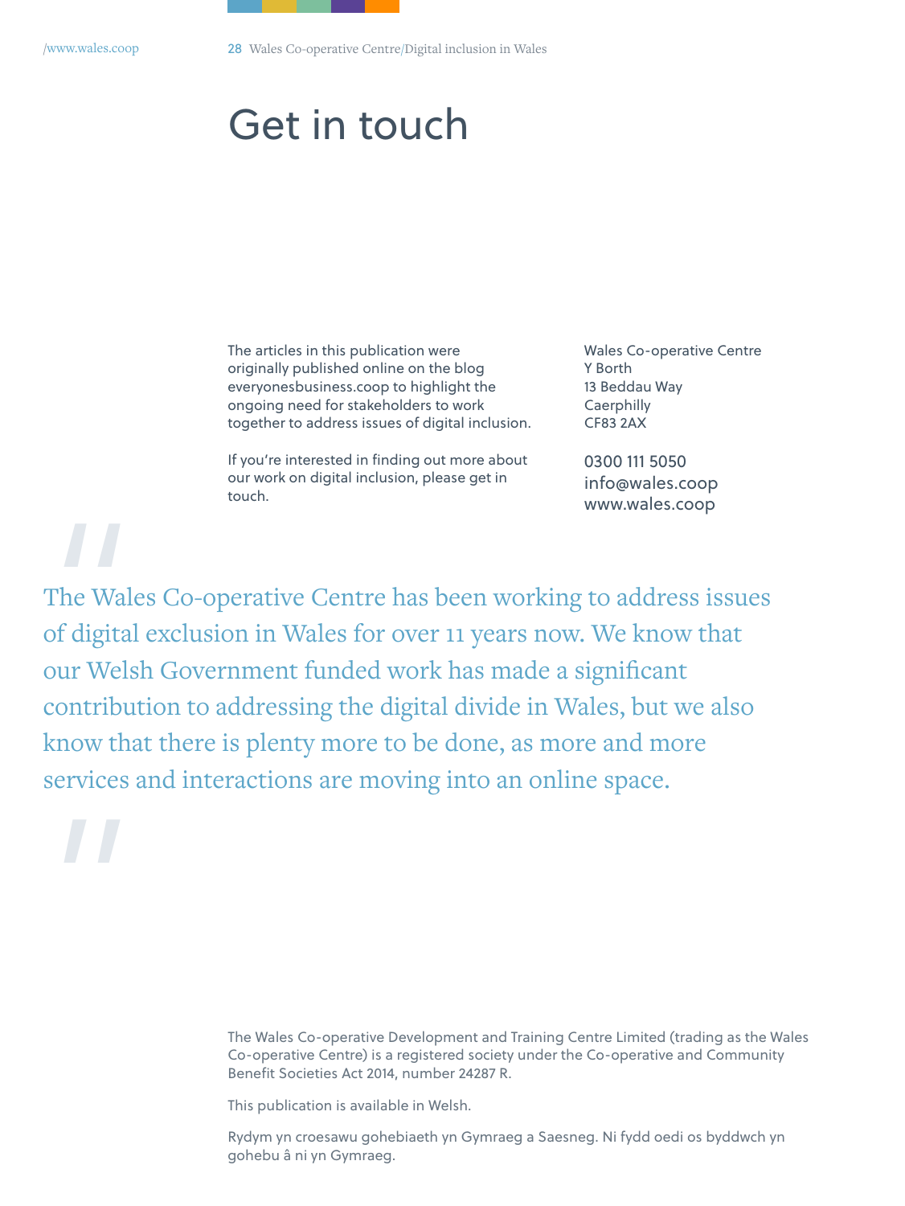# Get in touch

The articles in this publication were originally published online on the blog everyonesbusiness.coop to highlight the ongoing need for stakeholders to work together to address issues of digital inclusion.

If you're interested in finding out more about our work on digital inclusion, please get in touch.

Wales Co-operative Centre
Y Borth
13 Beddau Way
Caerphilly
CF83 2AX

0300 111 5050
info@wales.coop
www.wales.coop

> The Wales Co-operative Centre has been working to address issues of digital exclusion in Wales for over 11 years now. We know that our Welsh Government funded work has made a significant contribution to addressing the digital divide in Wales, but we also know that there is plenty more to be done, as more and more services and interactions are moving into an online space.

The Wales Co-operative Development and Training Centre Limited (trading as the Wales Co-operative Centre) is a registered society under the Co-operative and Community Benefit Societies Act 2014, number 24287 R.

This publication is available in Welsh.

Rydym yn croesawu gohebiaeth yn Gymraeg a Saesneg. Ni fydd oedi os byddwch yn gohebu â ni yn Gymraeg.